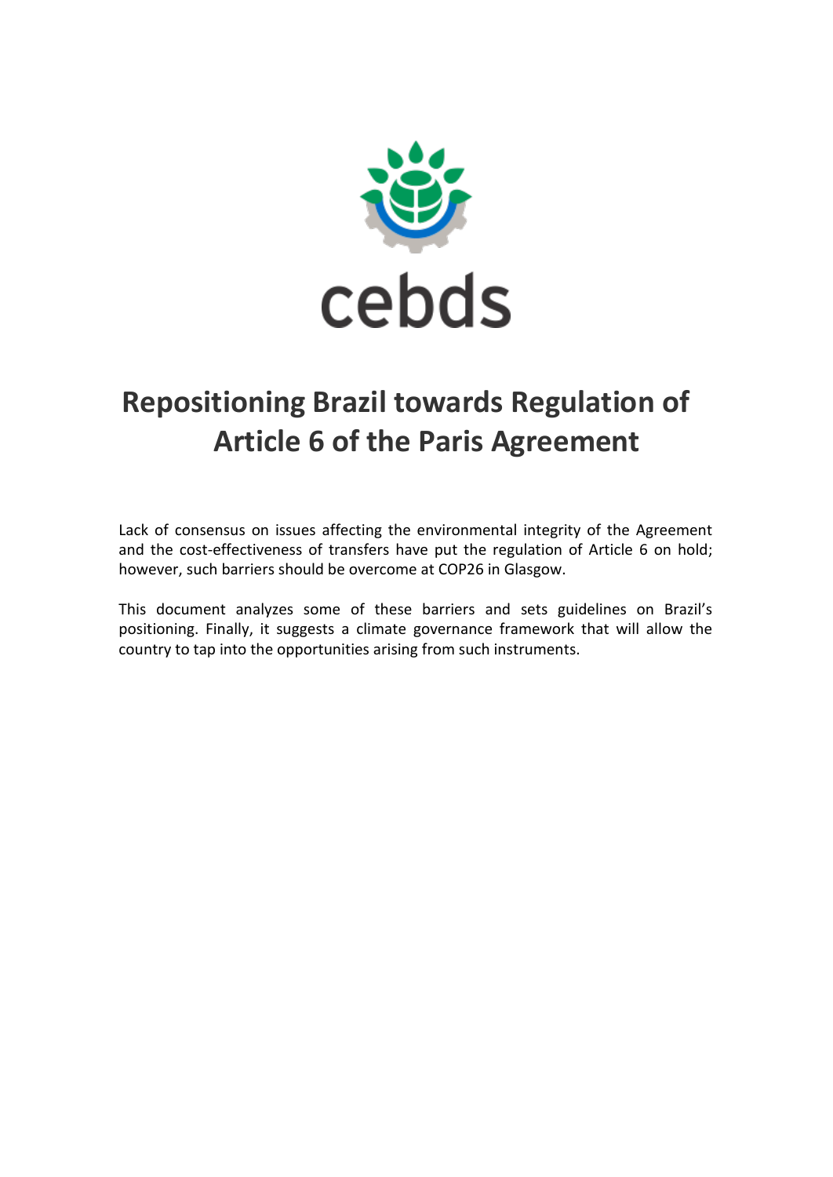cebds

# Repositioning Brazil towards Regulation of Article 6 of the Paris Agreement

Lack of consensus on issues affecting the environmental integrity of the Agreement and the cost-effectiveness of transfers have put the regulation of Article 6 on hold; however, such barriers should be overcome at COP26 in Glasgow.

This document analyzes some of these barriers and sets guidelines on Brazil's positioning. Finally, it suggests a climate governance framework that will allow the country to tap into the opportunities arising from such instruments.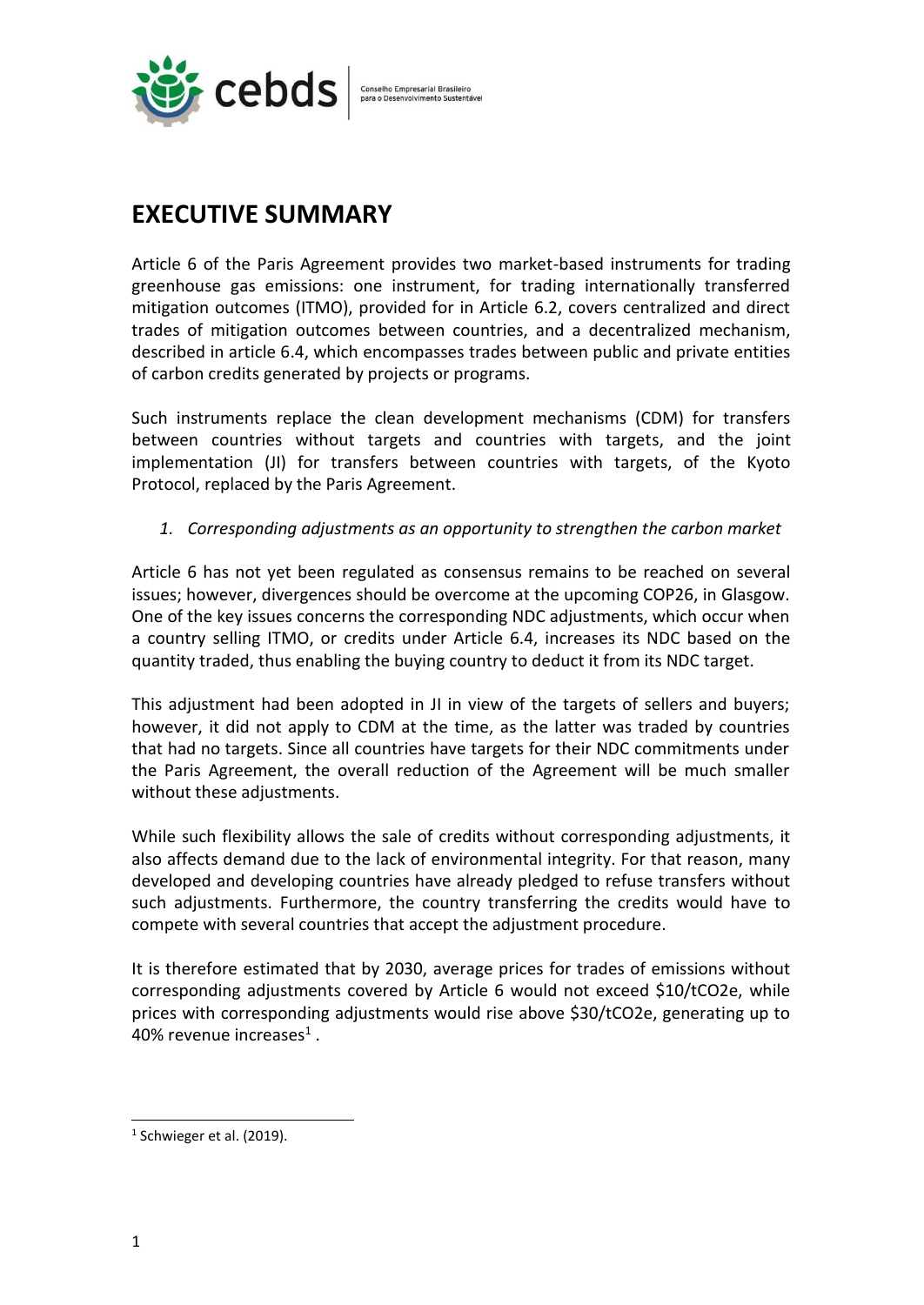# EXECUTIVE SUMMARY

Article 6 of the Paris Agreement provides two market-based instruments for trading greenhouse gas emissions: one instrument, for trading internationally transferred mitigation outcomes (ITMO), provided for in Article 6.2, covers centralized and direct trades of mitigation outcomes between countries, and a decentralized mechanism, described in article 6.4, which encompasses trades between public and private entities of carbon credits generated by projects or programs.

Such instruments replace the clean development mechanisms (CDM) for transfers between countries without targets and countries with targets, and the joint implementation (JI) for transfers between countries with targets, of the Kyoto Protocol, replaced by the Paris Agreement.

1. *Corresponding adjustments as an opportunity to strengthen the carbon market*

Article 6 has not yet been regulated as consensus remains to be reached on several issues; however, divergences should be overcome at the upcoming COP26, in Glasgow. One of the key issues concerns the corresponding NDC adjustments, which occur when a country selling ITMO, or credits under Article 6.4, increases its NDC based on the quantity traded, thus enabling the buying country to deduct it from its NDC target.

This adjustment had been adopted in JI in view of the targets of sellers and buyers; however, it did not apply to CDM at the time, as the latter was traded by countries that had no targets. Since all countries have targets for their NDC commitments under the Paris Agreement, the overall reduction of the Agreement will be much smaller without these adjustments.

While such flexibility allows the sale of credits without corresponding adjustments, it also affects demand due to the lack of environmental integrity. For that reason, many developed and developing countries have already pledged to refuse transfers without such adjustments. Furthermore, the country transferring the credits would have to compete with several countries that accept the adjustment procedure.

It is therefore estimated that by 2030, average prices for trades of emissions without corresponding adjustments covered by Article 6 would not exceed \$10/tCO2e, while prices with corresponding adjustments would rise above \$30/tCO2e, generating up to 40% revenue increases[1] .

[1] Schwieger et al. (2019).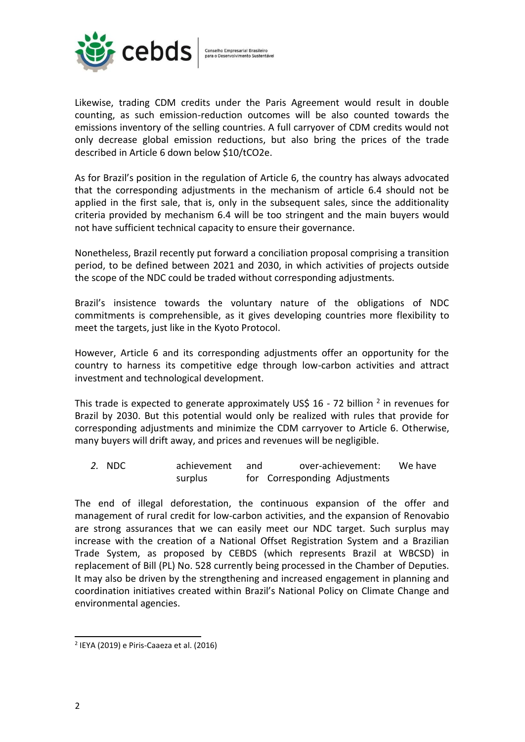Likewise, trading CDM credits under the Paris Agreement would result in double counting, as such emission-reduction outcomes will be also counted towards the emissions inventory of the selling countries. A full carryover of CDM credits would not only decrease global emission reductions, but also bring the prices of the trade described in Article 6 down below \$10/tCO2e.

As for Brazil's position in the regulation of Article 6, the country has always advocated that the corresponding adjustments in the mechanism of article 6.4 should not be applied in the first sale, that is, only in the subsequent sales, since the additionality criteria provided by mechanism 6.4 will be too stringent and the main buyers would not have sufficient technical capacity to ensure their governance.

Nonetheless, Brazil recently put forward a conciliation proposal comprising a transition period, to be defined between 2021 and 2030, in which activities of projects outside the scope of the NDC could be traded without corresponding adjustments.

Brazil's insistence towards the voluntary nature of the obligations of NDC commitments is comprehensible, as it gives developing countries more flexibility to meet the targets, just like in the Kyoto Protocol.

However, Article 6 and its corresponding adjustments offer an opportunity for the country to harness its competitive edge through low-carbon activities and attract investment and technological development.

This trade is expected to generate approximately US\$ 16 - 72 billion [2] in revenues for Brazil by 2030. But this potential would only be realized with rules that provide for corresponding adjustments and minimize the CDM carryover to Article 6. Otherwise, many buyers will drift away, and prices and revenues will be negligible.

## 2. NDC achievement and over-achievement: We have surplus for Corresponding Adjustments

The end of illegal deforestation, the continuous expansion of the offer and management of rural credit for low-carbon activities, and the expansion of Renovabio are strong assurances that we can easily meet our NDC target. Such surplus may increase with the creation of a National Offset Registration System and a Brazilian Trade System, as proposed by CEBDS (which represents Brazil at WBCSD) in replacement of Bill (PL) No. 528 currently being processed in the Chamber of Deputies. It may also be driven by the strengthening and increased engagement in planning and coordination initiatives created within Brazil's National Policy on Climate Change and environmental agencies.

[2] IEYA (2019) e Piris-Caaeza et al. (2016)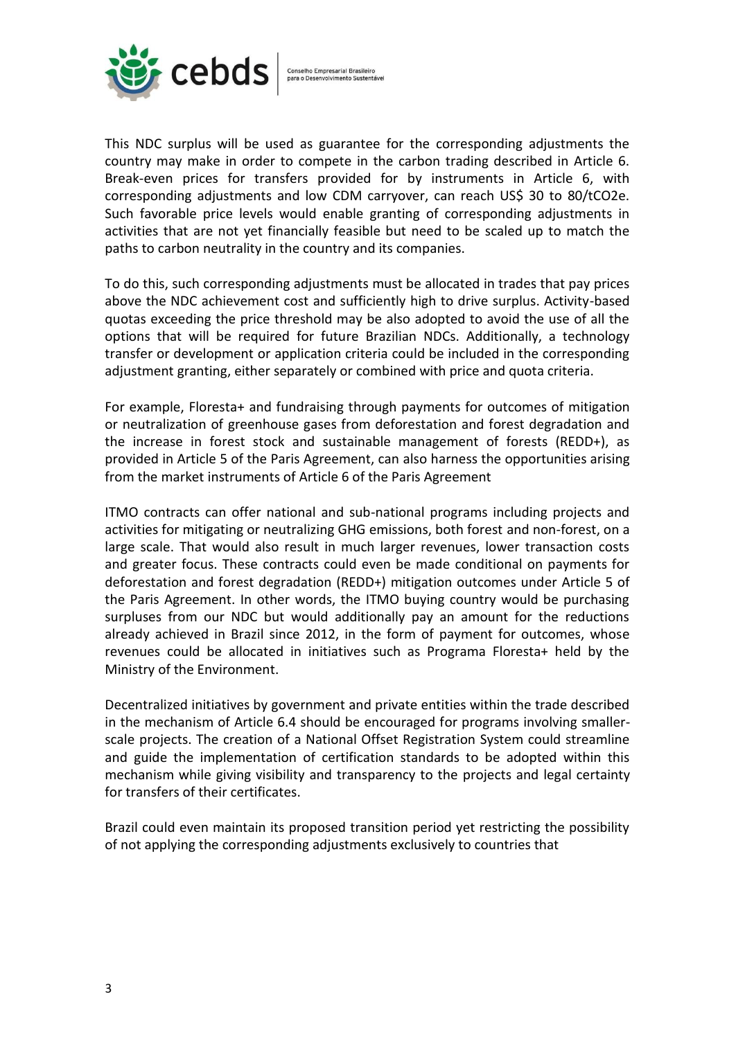This NDC surplus will be used as guarantee for the corresponding adjustments the country may make in order to compete in the carbon trading described in Article 6. Break-even prices for transfers provided for by instruments in Article 6, with corresponding adjustments and low CDM carryover, can reach US$ 30 to 80/tCO2e. Such favorable price levels would enable granting of corresponding adjustments in activities that are not yet financially feasible but need to be scaled up to match the paths to carbon neutrality in the country and its companies.

To do this, such corresponding adjustments must be allocated in trades that pay prices above the NDC achievement cost and sufficiently high to drive surplus. Activity-based quotas exceeding the price threshold may be also adopted to avoid the use of all the options that will be required for future Brazilian NDCs. Additionally, a technology transfer or development or application criteria could be included in the corresponding adjustment granting, either separately or combined with price and quota criteria.

For example, Floresta+ and fundraising through payments for outcomes of mitigation or neutralization of greenhouse gases from deforestation and forest degradation and the increase in forest stock and sustainable management of forests (REDD+), as provided in Article 5 of the Paris Agreement, can also harness the opportunities arising from the market instruments of Article 6 of the Paris Agreement

ITMO contracts can offer national and sub-national programs including projects and activities for mitigating or neutralizing GHG emissions, both forest and non-forest, on a large scale. That would also result in much larger revenues, lower transaction costs and greater focus. These contracts could even be made conditional on payments for deforestation and forest degradation (REDD+) mitigation outcomes under Article 5 of the Paris Agreement. In other words, the ITMO buying country would be purchasing surpluses from our NDC but would additionally pay an amount for the reductions already achieved in Brazil since 2012, in the form of payment for outcomes, whose revenues could be allocated in initiatives such as Programa Floresta+ held by the Ministry of the Environment.

Decentralized initiatives by government and private entities within the trade described in the mechanism of Article 6.4 should be encouraged for programs involving smaller-scale projects. The creation of a National Offset Registration System could streamline and guide the implementation of certification standards to be adopted within this mechanism while giving visibility and transparency to the projects and legal certainty for transfers of their certificates.

Brazil could even maintain its proposed transition period yet restricting the possibility of not applying the corresponding adjustments exclusively to countries that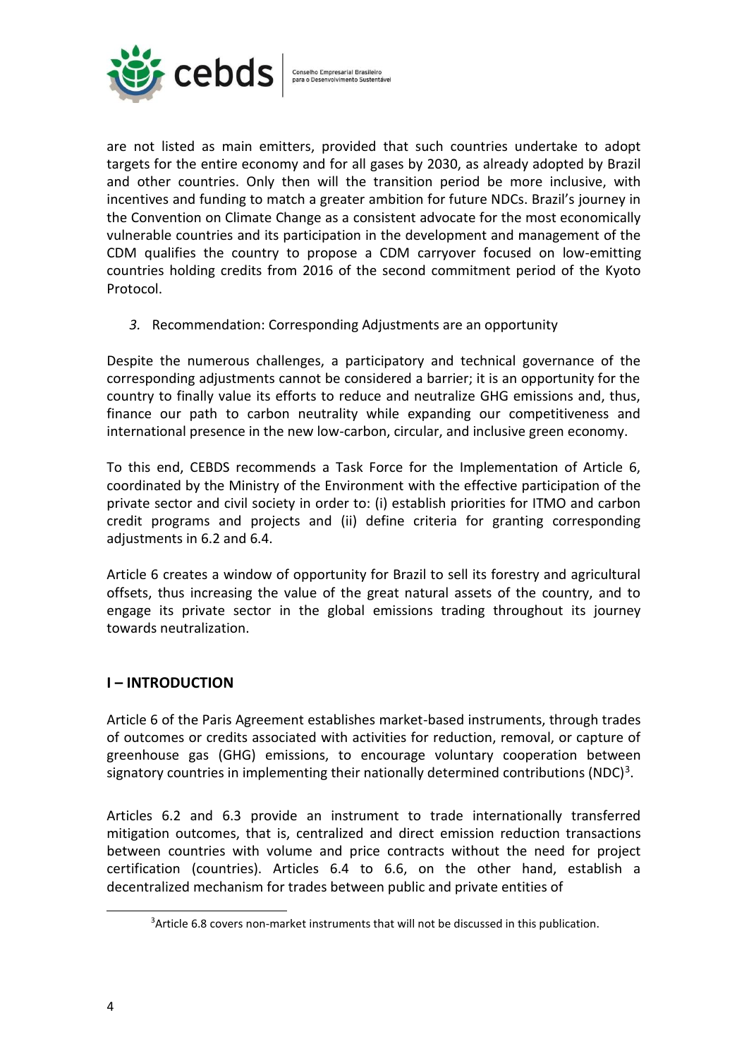are not listed as main emitters, provided that such countries undertake to adopt targets for the entire economy and for all gases by 2030, as already adopted by Brazil and other countries. Only then will the transition period be more inclusive, with incentives and funding to match a greater ambition for future NDCs. Brazil's journey in the Convention on Climate Change as a consistent advocate for the most economically vulnerable countries and its participation in the development and management of the CDM qualifies the country to propose a CDM carryover focused on low-emitting countries holding credits from 2016 of the second commitment period of the Kyoto Protocol.

*3.* Recommendation: Corresponding Adjustments are an opportunity

Despite the numerous challenges, a participatory and technical governance of the corresponding adjustments cannot be considered a barrier; it is an opportunity for the country to finally value its efforts to reduce and neutralize GHG emissions and, thus, finance our path to carbon neutrality while expanding our competitiveness and international presence in the new low-carbon, circular, and inclusive green economy.

To this end, CEBDS recommends a Task Force for the Implementation of Article 6, coordinated by the Ministry of the Environment with the effective participation of the private sector and civil society in order to: (i) establish priorities for ITMO and carbon credit programs and projects and (ii) define criteria for granting corresponding adjustments in 6.2 and 6.4.

Article 6 creates a window of opportunity for Brazil to sell its forestry and agricultural offsets, thus increasing the value of the great natural assets of the country, and to engage its private sector in the global emissions trading throughout its journey towards neutralization.

## I – INTRODUCTION

Article 6 of the Paris Agreement establishes market-based instruments, through trades of outcomes or credits associated with activities for reduction, removal, or capture of greenhouse gas (GHG) emissions, to encourage voluntary cooperation between signatory countries in implementing their nationally determined contributions (NDC)[3].

Articles 6.2 and 6.3 provide an instrument to trade internationally transferred mitigation outcomes, that is, centralized and direct emission reduction transactions between countries with volume and price contracts without the need for project certification (countries). Articles 6.4 to 6.6, on the other hand, establish a decentralized mechanism for trades between public and private entities of

[3]Article 6.8 covers non-market instruments that will not be discussed in this publication.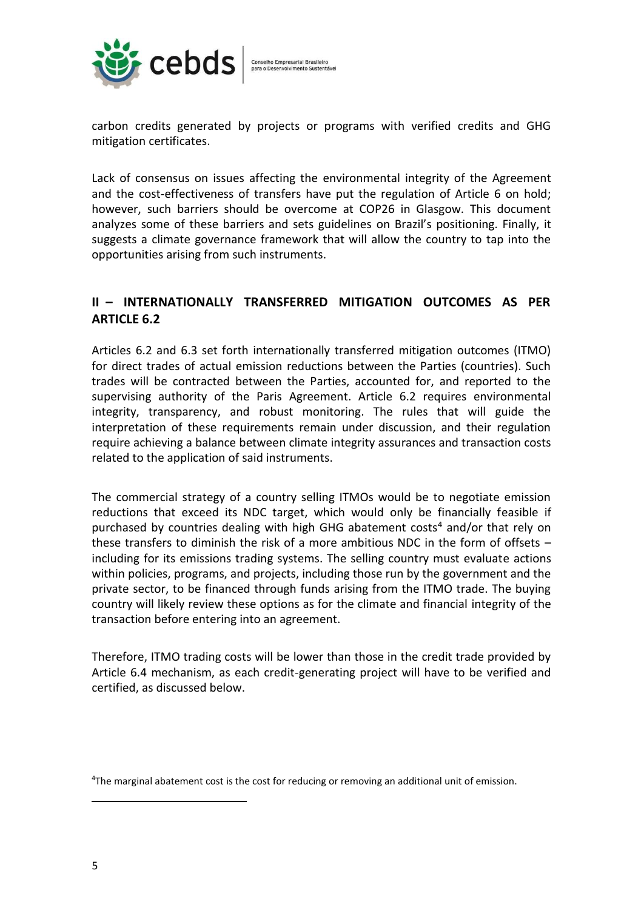carbon credits generated by projects or programs with verified credits and GHG mitigation certificates.

Lack of consensus on issues affecting the environmental integrity of the Agreement and the cost-effectiveness of transfers have put the regulation of Article 6 on hold; however, such barriers should be overcome at COP26 in Glasgow. This document analyzes some of these barriers and sets guidelines on Brazil's positioning. Finally, it suggests a climate governance framework that will allow the country to tap into the opportunities arising from such instruments.

## II – INTERNATIONALLY TRANSFERRED MITIGATION OUTCOMES AS PER ARTICLE 6.2

Articles 6.2 and 6.3 set forth internationally transferred mitigation outcomes (ITMO) for direct trades of actual emission reductions between the Parties (countries). Such trades will be contracted between the Parties, accounted for, and reported to the supervising authority of the Paris Agreement. Article 6.2 requires environmental integrity, transparency, and robust monitoring. The rules that will guide the interpretation of these requirements remain under discussion, and their regulation require achieving a balance between climate integrity assurances and transaction costs related to the application of said instruments.

The commercial strategy of a country selling ITMOs would be to negotiate emission reductions that exceed its NDC target, which would only be financially feasible if purchased by countries dealing with high GHG abatement costs[4] and/or that rely on these transfers to diminish the risk of a more ambitious NDC in the form of offsets – including for its emissions trading systems. The selling country must evaluate actions within policies, programs, and projects, including those run by the government and the private sector, to be financed through funds arising from the ITMO trade. The buying country will likely review these options as for the climate and financial integrity of the transaction before entering into an agreement.

Therefore, ITMO trading costs will be lower than those in the credit trade provided by Article 6.4 mechanism, as each credit-generating project will have to be verified and certified, as discussed below.

[4] The marginal abatement cost is the cost for reducing or removing an additional unit of emission.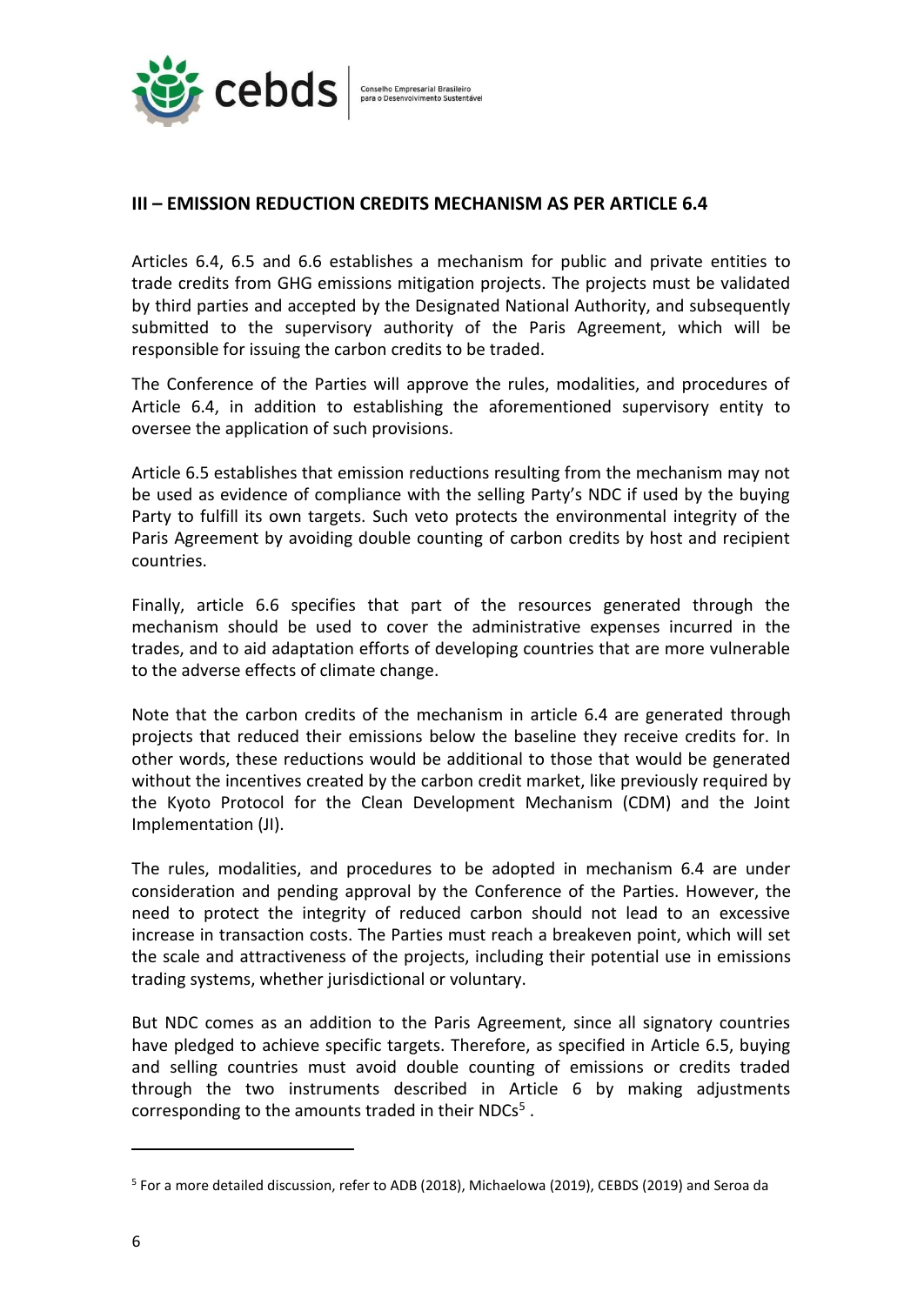## III – EMISSION REDUCTION CREDITS MECHANISM AS PER ARTICLE 6.4

Articles 6.4, 6.5 and 6.6 establishes a mechanism for public and private entities to trade credits from GHG emissions mitigation projects. The projects must be validated by third parties and accepted by the Designated National Authority, and subsequently submitted to the supervisory authority of the Paris Agreement, which will be responsible for issuing the carbon credits to be traded.

The Conference of the Parties will approve the rules, modalities, and procedures of Article 6.4, in addition to establishing the aforementioned supervisory entity to oversee the application of such provisions.

Article 6.5 establishes that emission reductions resulting from the mechanism may not be used as evidence of compliance with the selling Party's NDC if used by the buying Party to fulfill its own targets. Such veto protects the environmental integrity of the Paris Agreement by avoiding double counting of carbon credits by host and recipient countries.

Finally, article 6.6 specifies that part of the resources generated through the mechanism should be used to cover the administrative expenses incurred in the trades, and to aid adaptation efforts of developing countries that are more vulnerable to the adverse effects of climate change.

Note that the carbon credits of the mechanism in article 6.4 are generated through projects that reduced their emissions below the baseline they receive credits for. In other words, these reductions would be additional to those that would be generated without the incentives created by the carbon credit market, like previously required by the Kyoto Protocol for the Clean Development Mechanism (CDM) and the Joint Implementation (JI).

The rules, modalities, and procedures to be adopted in mechanism 6.4 are under consideration and pending approval by the Conference of the Parties. However, the need to protect the integrity of reduced carbon should not lead to an excessive increase in transaction costs. The Parties must reach a breakeven point, which will set the scale and attractiveness of the projects, including their potential use in emissions trading systems, whether jurisdictional or voluntary.

But NDC comes as an addition to the Paris Agreement, since all signatory countries have pledged to achieve specific targets. Therefore, as specified in Article 6.5, buying and selling countries must avoid double counting of emissions or credits traded through the two instruments described in Article 6 by making adjustments corresponding to the amounts traded in their NDCs[5] .

---

[5] For a more detailed discussion, refer to ADB (2018), Michaelowa (2019), CEBDS (2019) and Seroa da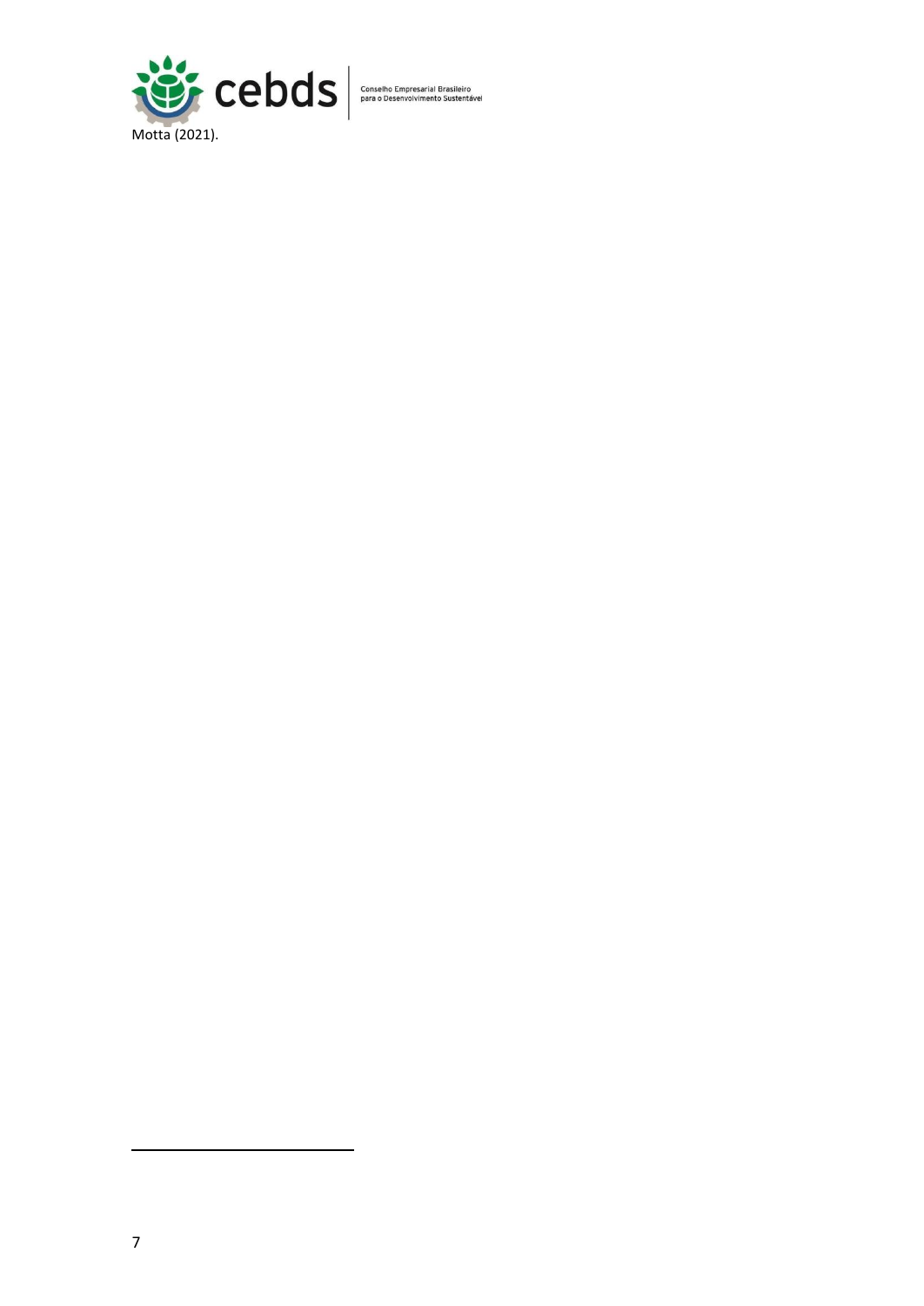Motta (2021).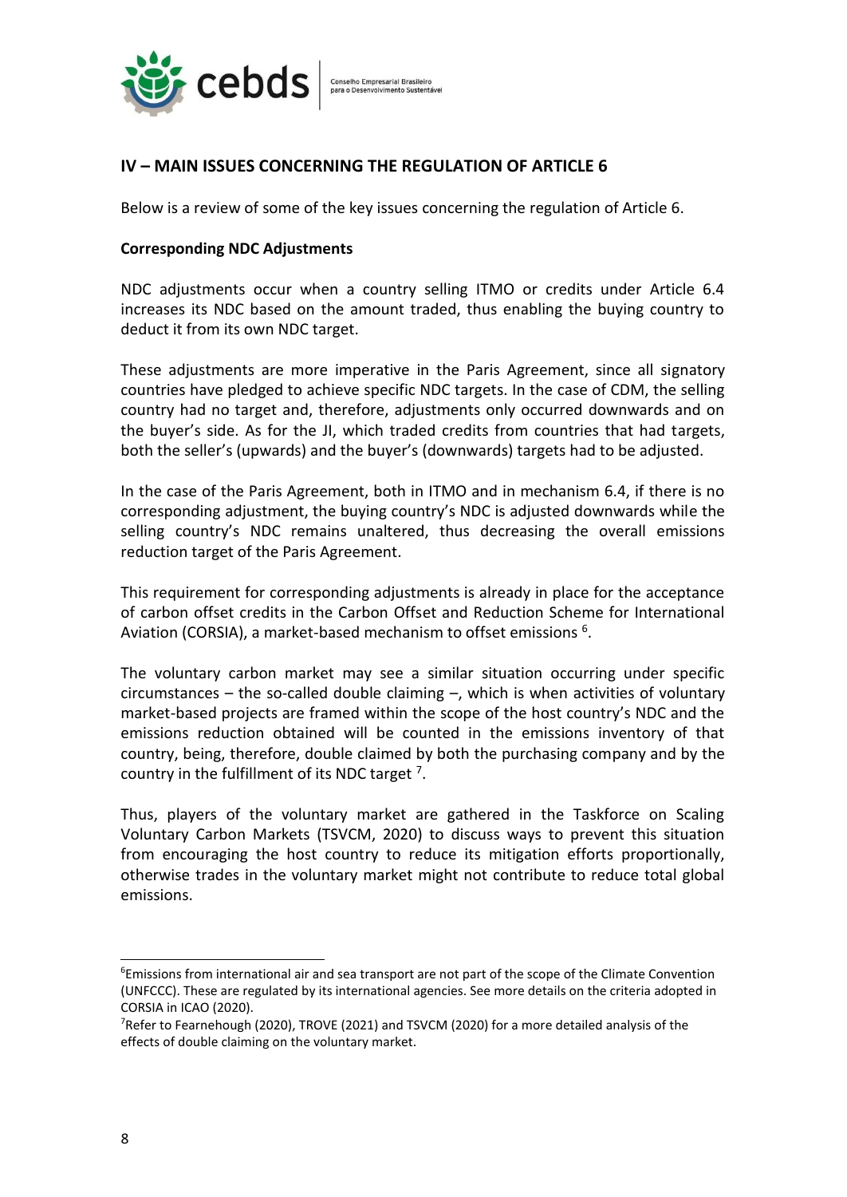## IV – MAIN ISSUES CONCERNING THE REGULATION OF ARTICLE 6

Below is a review of some of the key issues concerning the regulation of Article 6.

**Corresponding NDC Adjustments**

NDC adjustments occur when a country selling ITMO or credits under Article 6.4 increases its NDC based on the amount traded, thus enabling the buying country to deduct it from its own NDC target.

These adjustments are more imperative in the Paris Agreement, since all signatory countries have pledged to achieve specific NDC targets. In the case of CDM, the selling country had no target and, therefore, adjustments only occurred downwards and on the buyer's side. As for the JI, which traded credits from countries that had targets, both the seller's (upwards) and the buyer's (downwards) targets had to be adjusted.

In the case of the Paris Agreement, both in ITMO and in mechanism 6.4, if there is no corresponding adjustment, the buying country's NDC is adjusted downwards while the selling country's NDC remains unaltered, thus decreasing the overall emissions reduction target of the Paris Agreement.

This requirement for corresponding adjustments is already in place for the acceptance of carbon offset credits in the Carbon Offset and Reduction Scheme for International Aviation (CORSIA), a market-based mechanism to offset emissions [6].

The voluntary carbon market may see a similar situation occurring under specific circumstances – the so-called double claiming –, which is when activities of voluntary market-based projects are framed within the scope of the host country's NDC and the emissions reduction obtained will be counted in the emissions inventory of that country, being, therefore, double claimed by both the purchasing company and by the country in the fulfillment of its NDC target [7].

Thus, players of the voluntary market are gathered in the Taskforce on Scaling Voluntary Carbon Markets (TSVCM, 2020) to discuss ways to prevent this situation from encouraging the host country to reduce its mitigation efforts proportionally, otherwise trades in the voluntary market might not contribute to reduce total global emissions.

---

[6] Emissions from international air and sea transport are not part of the scope of the Climate Convention (UNFCCC). These are regulated by its international agencies. See more details on the criteria adopted in CORSIA in ICAO (2020).

[7] Refer to Fearnehough (2020), TROVE (2021) and TSVCM (2020) for a more detailed analysis of the effects of double claiming on the voluntary market.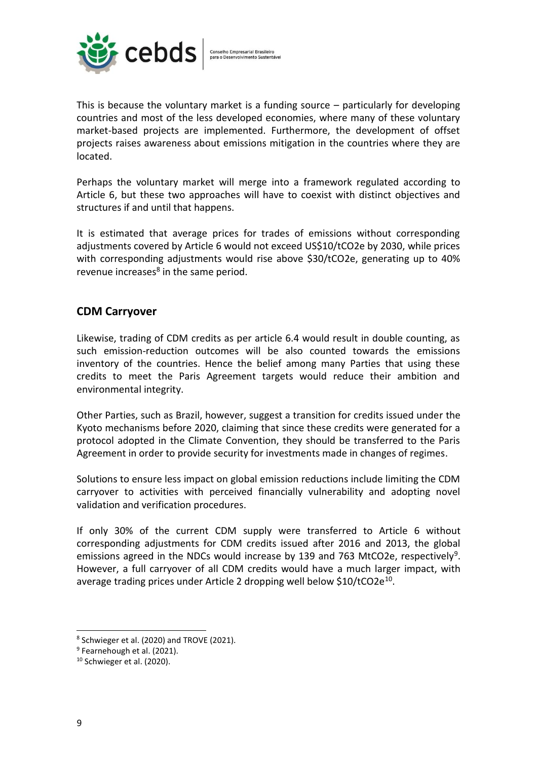This is because the voluntary market is a funding source – particularly for developing countries and most of the less developed economies, where many of these voluntary market-based projects are implemented. Furthermore, the development of offset projects raises awareness about emissions mitigation in the countries where they are located.

Perhaps the voluntary market will merge into a framework regulated according to Article 6, but these two approaches will have to coexist with distinct objectives and structures if and until that happens.

It is estimated that average prices for trades of emissions without corresponding adjustments covered by Article 6 would not exceed US$10/tCO2e by 2030, while prices with corresponding adjustments would rise above $30/tCO2e, generating up to 40% revenue increases[8] in the same period.

## CDM Carryover

Likewise, trading of CDM credits as per article 6.4 would result in double counting, as such emission-reduction outcomes will be also counted towards the emissions inventory of the countries. Hence the belief among many Parties that using these credits to meet the Paris Agreement targets would reduce their ambition and environmental integrity.

Other Parties, such as Brazil, however, suggest a transition for credits issued under the Kyoto mechanisms before 2020, claiming that since these credits were generated for a protocol adopted in the Climate Convention, they should be transferred to the Paris Agreement in order to provide security for investments made in changes of regimes.

Solutions to ensure less impact on global emission reductions include limiting the CDM carryover to activities with perceived financially vulnerability and adopting novel validation and verification procedures.

If only 30% of the current CDM supply were transferred to Article 6 without corresponding adjustments for CDM credits issued after 2016 and 2013, the global emissions agreed in the NDCs would increase by 139 and 763 MtCO2e, respectively[9]. However, a full carryover of all CDM credits would have a much larger impact, with average trading prices under Article 2 dropping well below $10/tCO2e[10].

---

[8] Schwieger et al. (2020) and TROVE (2021).

[9] Fearnehough et al. (2021).

[10] Schwieger et al. (2020).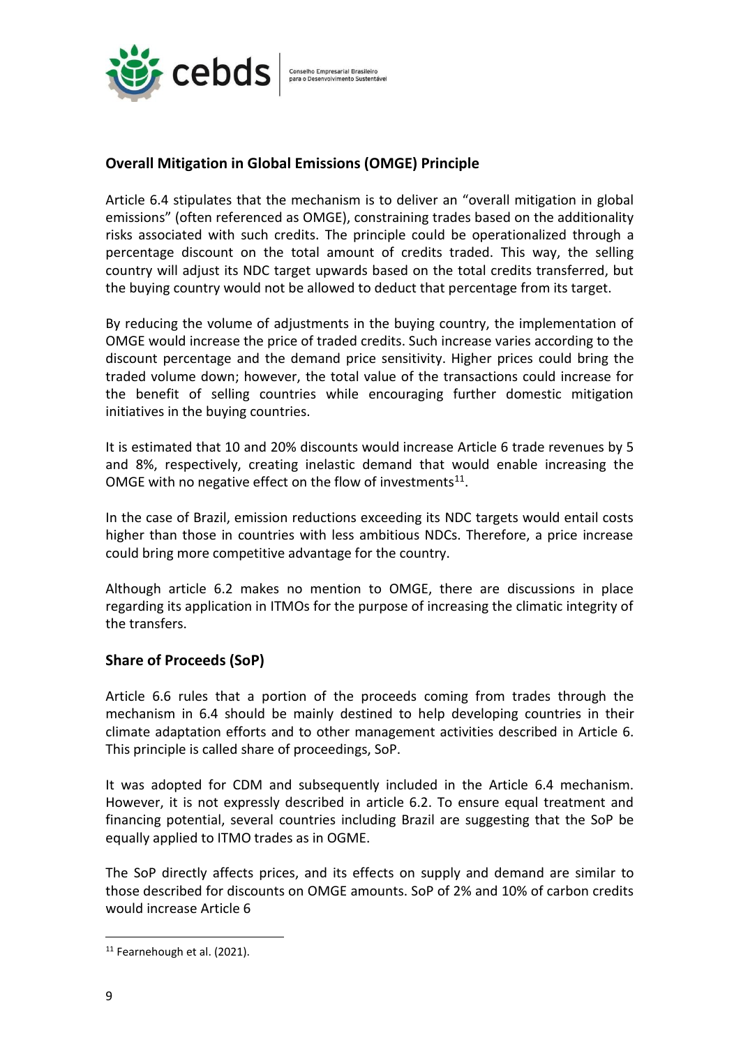## Overall Mitigation in Global Emissions (OMGE) Principle

Article 6.4 stipulates that the mechanism is to deliver an "overall mitigation in global emissions" (often referenced as OMGE), constraining trades based on the additionality risks associated with such credits. The principle could be operationalized through a percentage discount on the total amount of credits traded. This way, the selling country will adjust its NDC target upwards based on the total credits transferred, but the buying country would not be allowed to deduct that percentage from its target.

By reducing the volume of adjustments in the buying country, the implementation of OMGE would increase the price of traded credits. Such increase varies according to the discount percentage and the demand price sensitivity. Higher prices could bring the traded volume down; however, the total value of the transactions could increase for the benefit of selling countries while encouraging further domestic mitigation initiatives in the buying countries.

It is estimated that 10 and 20% discounts would increase Article 6 trade revenues by 5 and 8%, respectively, creating inelastic demand that would enable increasing the OMGE with no negative effect on the flow of investments[11].

In the case of Brazil, emission reductions exceeding its NDC targets would entail costs higher than those in countries with less ambitious NDCs. Therefore, a price increase could bring more competitive advantage for the country.

Although article 6.2 makes no mention to OMGE, there are discussions in place regarding its application in ITMOs for the purpose of increasing the climatic integrity of the transfers.

## Share of Proceeds (SoP)

Article 6.6 rules that a portion of the proceeds coming from trades through the mechanism in 6.4 should be mainly destined to help developing countries in their climate adaptation efforts and to other management activities described in Article 6. This principle is called share of proceedings, SoP.

It was adopted for CDM and subsequently included in the Article 6.4 mechanism. However, it is not expressly described in article 6.2. To ensure equal treatment and financing potential, several countries including Brazil are suggesting that the SoP be equally applied to ITMO trades as in OGME.

The SoP directly affects prices, and its effects on supply and demand are similar to those described for discounts on OMGE amounts. SoP of 2% and 10% of carbon credits would increase Article 6

[11] Fearnehough et al. (2021).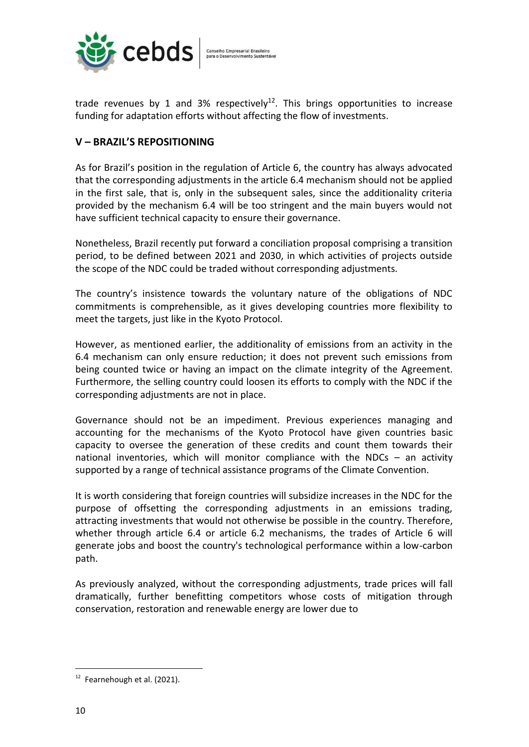trade revenues by 1 and 3% respectively[12]. This brings opportunities to increase funding for adaptation efforts without affecting the flow of investments.

## V – BRAZIL'S REPOSITIONING

As for Brazil's position in the regulation of Article 6, the country has always advocated that the corresponding adjustments in the article 6.4 mechanism should not be applied in the first sale, that is, only in the subsequent sales, since the additionality criteria provided by the mechanism 6.4 will be too stringent and the main buyers would not have sufficient technical capacity to ensure their governance.

Nonetheless, Brazil recently put forward a conciliation proposal comprising a transition period, to be defined between 2021 and 2030, in which activities of projects outside the scope of the NDC could be traded without corresponding adjustments.

The country's insistence towards the voluntary nature of the obligations of NDC commitments is comprehensible, as it gives developing countries more flexibility to meet the targets, just like in the Kyoto Protocol.

However, as mentioned earlier, the additionality of emissions from an activity in the 6.4 mechanism can only ensure reduction; it does not prevent such emissions from being counted twice or having an impact on the climate integrity of the Agreement. Furthermore, the selling country could loosen its efforts to comply with the NDC if the corresponding adjustments are not in place.

Governance should not be an impediment. Previous experiences managing and accounting for the mechanisms of the Kyoto Protocol have given countries basic capacity to oversee the generation of these credits and count them towards their national inventories, which will monitor compliance with the NDCs – an activity supported by a range of technical assistance programs of the Climate Convention.

It is worth considering that foreign countries will subsidize increases in the NDC for the purpose of offsetting the corresponding adjustments in an emissions trading, attracting investments that would not otherwise be possible in the country. Therefore, whether through article 6.4 or article 6.2 mechanisms, the trades of Article 6 will generate jobs and boost the country's technological performance within a low-carbon path.

As previously analyzed, without the corresponding adjustments, trade prices will fall dramatically, further benefitting competitors whose costs of mitigation through conservation, restoration and renewable energy are lower due to

[12] Fearnehough et al. (2021).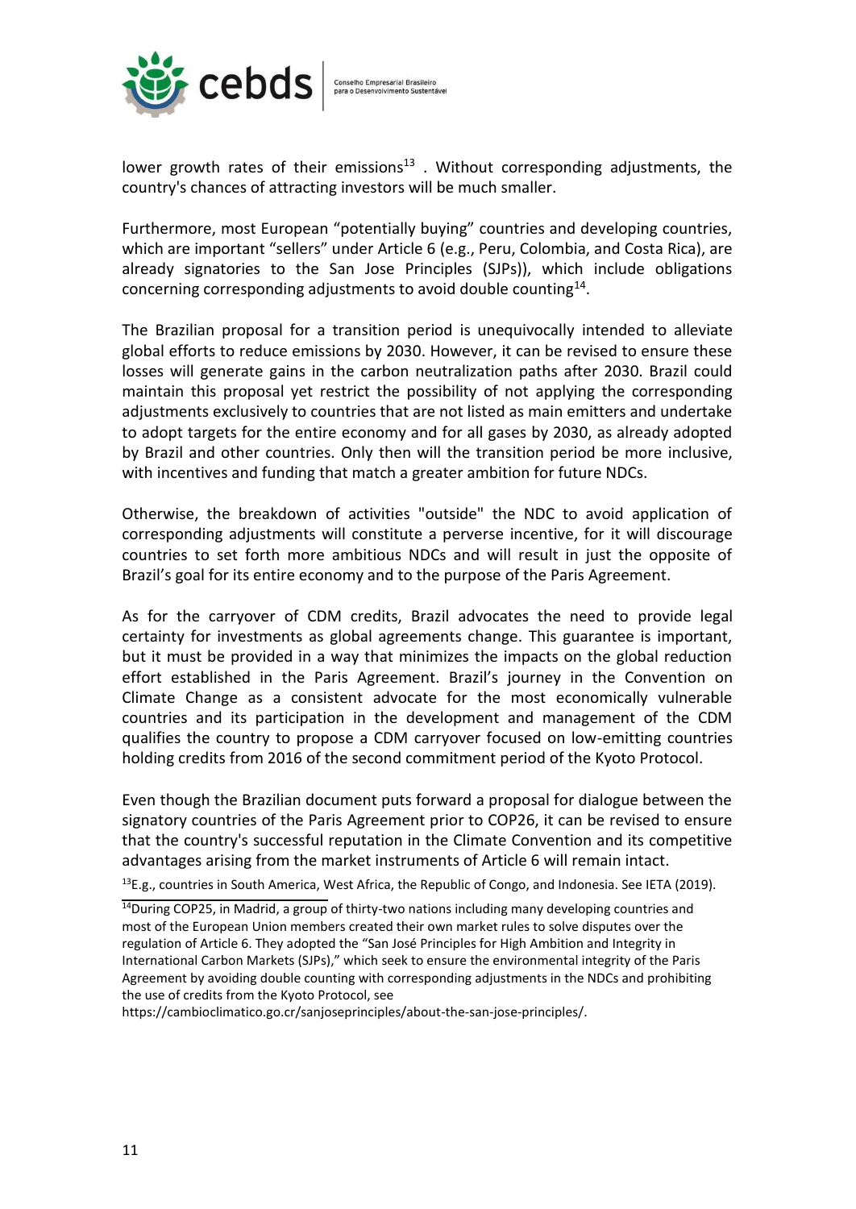lower growth rates of their emissions[13] . Without corresponding adjustments, the country's chances of attracting investors will be much smaller.

Furthermore, most European "potentially buying" countries and developing countries, which are important "sellers" under Article 6 (e.g., Peru, Colombia, and Costa Rica), are already signatories to the San Jose Principles (SJPs)), which include obligations concerning corresponding adjustments to avoid double counting[14].

The Brazilian proposal for a transition period is unequivocally intended to alleviate global efforts to reduce emissions by 2030. However, it can be revised to ensure these losses will generate gains in the carbon neutralization paths after 2030. Brazil could maintain this proposal yet restrict the possibility of not applying the corresponding adjustments exclusively to countries that are not listed as main emitters and undertake to adopt targets for the entire economy and for all gases by 2030, as already adopted by Brazil and other countries. Only then will the transition period be more inclusive, with incentives and funding that match a greater ambition for future NDCs.

Otherwise, the breakdown of activities "outside" the NDC to avoid application of corresponding adjustments will constitute a perverse incentive, for it will discourage countries to set forth more ambitious NDCs and will result in just the opposite of Brazil's goal for its entire economy and to the purpose of the Paris Agreement.

As for the carryover of CDM credits, Brazil advocates the need to provide legal certainty for investments as global agreements change. This guarantee is important, but it must be provided in a way that minimizes the impacts on the global reduction effort established in the Paris Agreement. Brazil's journey in the Convention on Climate Change as a consistent advocate for the most economically vulnerable countries and its participation in the development and management of the CDM qualifies the country to propose a CDM carryover focused on low-emitting countries holding credits from 2016 of the second commitment period of the Kyoto Protocol.

Even though the Brazilian document puts forward a proposal for dialogue between the signatory countries of the Paris Agreement prior to COP26, it can be revised to ensure that the country's successful reputation in the Climate Convention and its competitive advantages arising from the market instruments of Article 6 will remain intact.

[13]E.g., countries in South America, West Africa, the Republic of Congo, and Indonesia. See IETA (2019).

[14]During COP25, in Madrid, a group of thirty-two nations including many developing countries and most of the European Union members created their own market rules to solve disputes over the regulation of Article 6. They adopted the "San José Principles for High Ambition and Integrity in International Carbon Markets (SJPs)," which seek to ensure the environmental integrity of the Paris Agreement by avoiding double counting with corresponding adjustments in the NDCs and prohibiting the use of credits from the Kyoto Protocol, see https://cambioclimatico.go.cr/sanjoseprinciples/about-the-san-jose-principles/.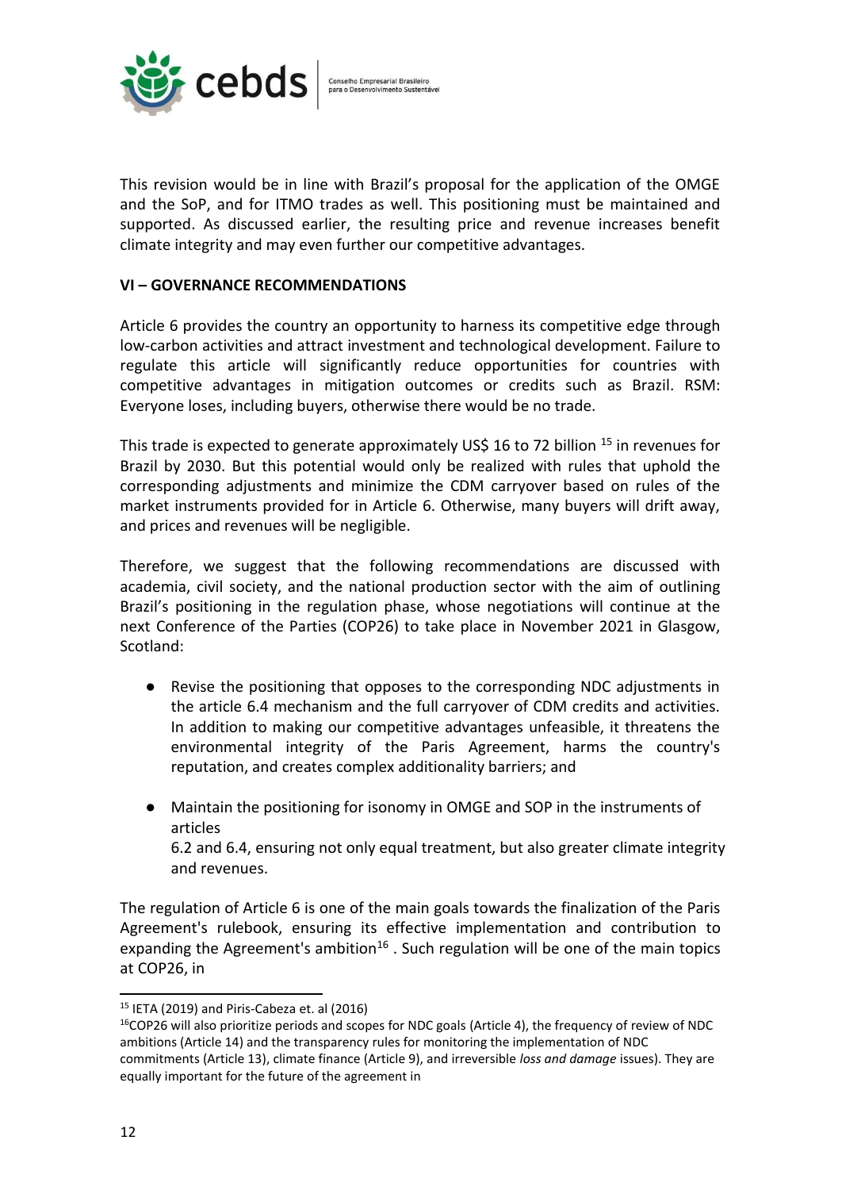This revision would be in line with Brazil's proposal for the application of the OMGE and the SoP, and for ITMO trades as well. This positioning must be maintained and supported. As discussed earlier, the resulting price and revenue increases benefit climate integrity and may even further our competitive advantages.

## VI – GOVERNANCE RECOMMENDATIONS

Article 6 provides the country an opportunity to harness its competitive edge through low-carbon activities and attract investment and technological development. Failure to regulate this article will significantly reduce opportunities for countries with competitive advantages in mitigation outcomes or credits such as Brazil. RSM: Everyone loses, including buyers, otherwise there would be no trade.

This trade is expected to generate approximately US$ 16 to 72 billion [15] in revenues for Brazil by 2030. But this potential would only be realized with rules that uphold the corresponding adjustments and minimize the CDM carryover based on rules of the market instruments provided for in Article 6. Otherwise, many buyers will drift away, and prices and revenues will be negligible.

Therefore, we suggest that the following recommendations are discussed with academia, civil society, and the national production sector with the aim of outlining Brazil's positioning in the regulation phase, whose negotiations will continue at the next Conference of the Parties (COP26) to take place in November 2021 in Glasgow, Scotland:

- Revise the positioning that opposes to the corresponding NDC adjustments in the article 6.4 mechanism and the full carryover of CDM credits and activities. In addition to making our competitive advantages unfeasible, it threatens the environmental integrity of the Paris Agreement, harms the country's reputation, and creates complex additionality barriers; and
- Maintain the positioning for isonomy in OMGE and SOP in the instruments of articles
  6.2 and 6.4, ensuring not only equal treatment, but also greater climate integrity and revenues.

The regulation of Article 6 is one of the main goals towards the finalization of the Paris Agreement's rulebook, ensuring its effective implementation and contribution to expanding the Agreement's ambition[16] . Such regulation will be one of the main topics at COP26, in

---

[15] IETA (2019) and Piris-Cabeza et. al (2016)

[16] COP26 will also prioritize periods and scopes for NDC goals (Article 4), the frequency of review of NDC ambitions (Article 14) and the transparency rules for monitoring the implementation of NDC commitments (Article 13), climate finance (Article 9), and irreversible *loss and damage* issues). They are equally important for the future of the agreement in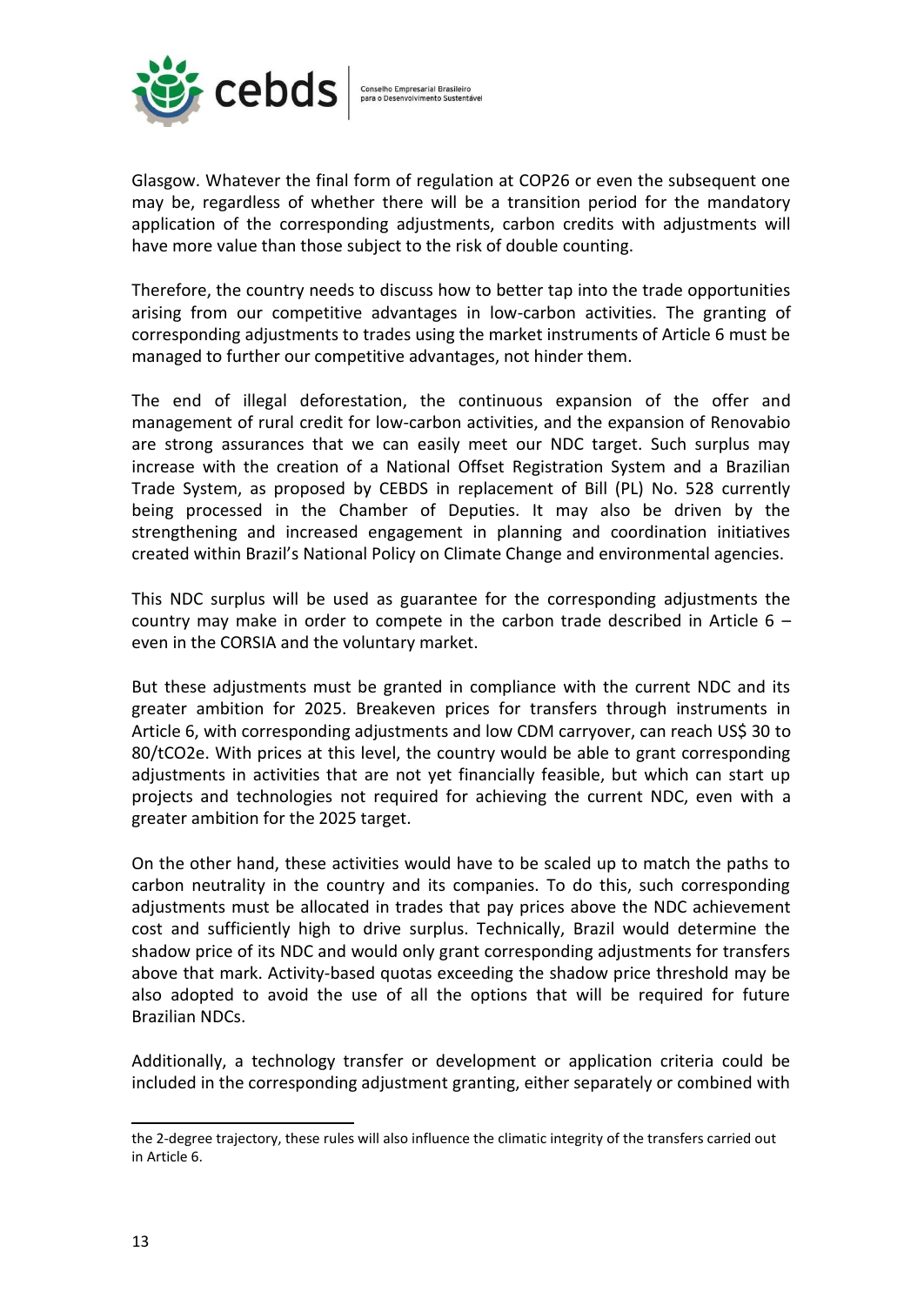Glasgow. Whatever the final form of regulation at COP26 or even the subsequent one may be, regardless of whether there will be a transition period for the mandatory application of the corresponding adjustments, carbon credits with adjustments will have more value than those subject to the risk of double counting.

Therefore, the country needs to discuss how to better tap into the trade opportunities arising from our competitive advantages in low-carbon activities. The granting of corresponding adjustments to trades using the market instruments of Article 6 must be managed to further our competitive advantages, not hinder them.

The end of illegal deforestation, the continuous expansion of the offer and management of rural credit for low-carbon activities, and the expansion of Renovabio are strong assurances that we can easily meet our NDC target. Such surplus may increase with the creation of a National Offset Registration System and a Brazilian Trade System, as proposed by CEBDS in replacement of Bill (PL) No. 528 currently being processed in the Chamber of Deputies. It may also be driven by the strengthening and increased engagement in planning and coordination initiatives created within Brazil's National Policy on Climate Change and environmental agencies.

This NDC surplus will be used as guarantee for the corresponding adjustments the country may make in order to compete in the carbon trade described in Article 6 – even in the CORSIA and the voluntary market.

But these adjustments must be granted in compliance with the current NDC and its greater ambition for 2025. Breakeven prices for transfers through instruments in Article 6, with corresponding adjustments and low CDM carryover, can reach US$ 30 to 80/tCO2e. With prices at this level, the country would be able to grant corresponding adjustments in activities that are not yet financially feasible, but which can start up projects and technologies not required for achieving the current NDC, even with a greater ambition for the 2025 target.

On the other hand, these activities would have to be scaled up to match the paths to carbon neutrality in the country and its companies. To do this, such corresponding adjustments must be allocated in trades that pay prices above the NDC achievement cost and sufficiently high to drive surplus. Technically, Brazil would determine the shadow price of its NDC and would only grant corresponding adjustments for transfers above that mark. Activity-based quotas exceeding the shadow price threshold may be also adopted to avoid the use of all the options that will be required for future Brazilian NDCs.

Additionally, a technology transfer or development or application criteria could be included in the corresponding adjustment granting, either separately or combined with

---

the 2-degree trajectory, these rules will also influence the climatic integrity of the transfers carried out in Article 6.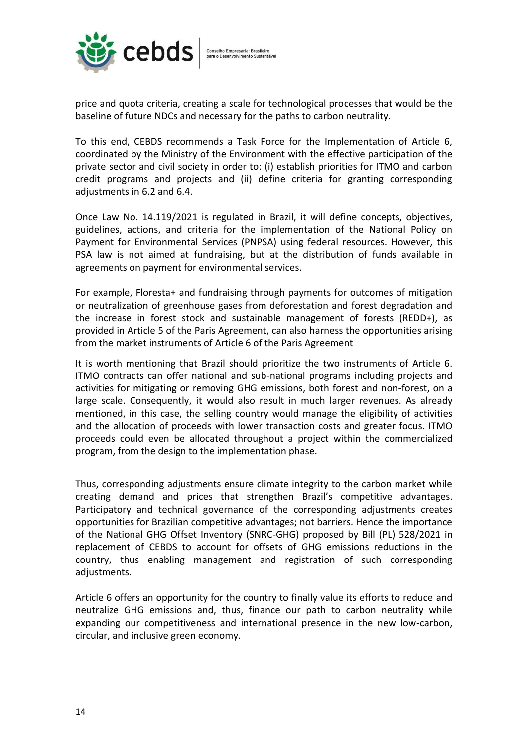price and quota criteria, creating a scale for technological processes that would be the baseline of future NDCs and necessary for the paths to carbon neutrality.

To this end, CEBDS recommends a Task Force for the Implementation of Article 6, coordinated by the Ministry of the Environment with the effective participation of the private sector and civil society in order to: (i) establish priorities for ITMO and carbon credit programs and projects and (ii) define criteria for granting corresponding adjustments in 6.2 and 6.4.

Once Law No. 14.119/2021 is regulated in Brazil, it will define concepts, objectives, guidelines, actions, and criteria for the implementation of the National Policy on Payment for Environmental Services (PNPSA) using federal resources. However, this PSA law is not aimed at fundraising, but at the distribution of funds available in agreements on payment for environmental services.

For example, Floresta+ and fundraising through payments for outcomes of mitigation or neutralization of greenhouse gases from deforestation and forest degradation and the increase in forest stock and sustainable management of forests (REDD+), as provided in Article 5 of the Paris Agreement, can also harness the opportunities arising from the market instruments of Article 6 of the Paris Agreement

It is worth mentioning that Brazil should prioritize the two instruments of Article 6. ITMO contracts can offer national and sub-national programs including projects and activities for mitigating or removing GHG emissions, both forest and non-forest, on a large scale. Consequently, it would also result in much larger revenues. As already mentioned, in this case, the selling country would manage the eligibility of activities and the allocation of proceeds with lower transaction costs and greater focus. ITMO proceeds could even be allocated throughout a project within the commercialized program, from the design to the implementation phase.

Thus, corresponding adjustments ensure climate integrity to the carbon market while creating demand and prices that strengthen Brazil's competitive advantages. Participatory and technical governance of the corresponding adjustments creates opportunities for Brazilian competitive advantages; not barriers. Hence the importance of the National GHG Offset Inventory (SNRC-GHG) proposed by Bill (PL) 528/2021 in replacement of CEBDS to account for offsets of GHG emissions reductions in the country, thus enabling management and registration of such corresponding adjustments.

Article 6 offers an opportunity for the country to finally value its efforts to reduce and neutralize GHG emissions and, thus, finance our path to carbon neutrality while expanding our competitiveness and international presence in the new low-carbon, circular, and inclusive green economy.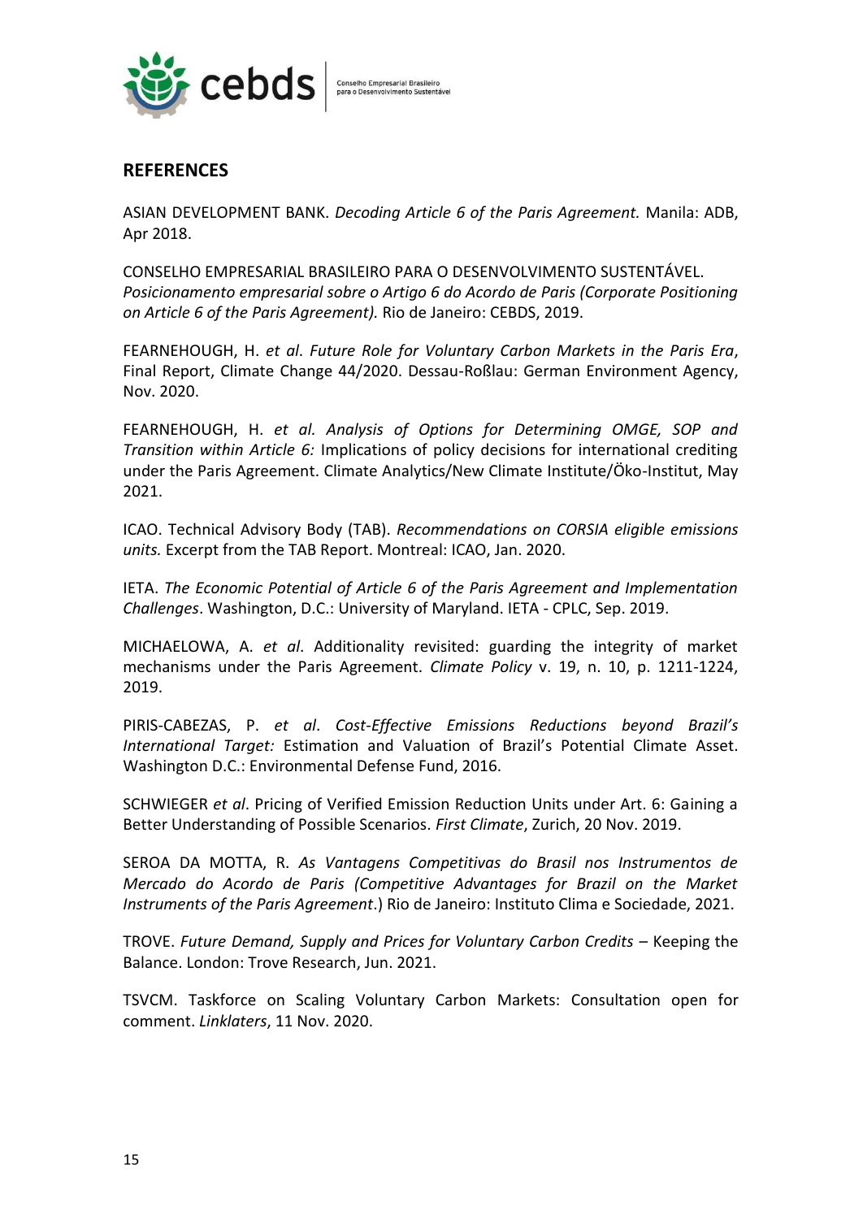## REFERENCES

ASIAN DEVELOPMENT BANK. *Decoding Article 6 of the Paris Agreement.* Manila: ADB, Apr 2018.

CONSELHO EMPRESARIAL BRASILEIRO PARA O DESENVOLVIMENTO SUSTENTÁVEL. *Posicionamento empresarial sobre o Artigo 6 do Acordo de Paris (Corporate Positioning on Article 6 of the Paris Agreement).* Rio de Janeiro: CEBDS, 2019.

FEARNEHOUGH, H. *et al*. *Future Role for Voluntary Carbon Markets in the Paris Era*, Final Report, Climate Change 44/2020. Dessau-Roßlau: German Environment Agency, Nov. 2020.

FEARNEHOUGH, H. *et al. Analysis of Options for Determining OMGE, SOP and Transition within Article 6:* Implications of policy decisions for international crediting under the Paris Agreement. Climate Analytics/New Climate Institute/Öko-Institut, May 2021.

ICAO. Technical Advisory Body (TAB). *Recommendations on CORSIA eligible emissions units.* Excerpt from the TAB Report. Montreal: ICAO, Jan. 2020.

IETA. *The Economic Potential of Article 6 of the Paris Agreement and Implementation Challenges*. Washington, D.C.: University of Maryland. IETA - CPLC, Sep. 2019.

MICHAELOWA, A. *et al*. Additionality revisited: guarding the integrity of market mechanisms under the Paris Agreement. *Climate Policy* v. 19, n. 10, p. 1211-1224, 2019.

PIRIS-CABEZAS, P. *et al*. *Cost-Effective Emissions Reductions beyond Brazil's International Target:* Estimation and Valuation of Brazil's Potential Climate Asset. Washington D.C.: Environmental Defense Fund, 2016.

SCHWIEGER *et al*. Pricing of Verified Emission Reduction Units under Art. 6: Gaining a Better Understanding of Possible Scenarios. *First Climate*, Zurich, 20 Nov. 2019.

SEROA DA MOTTA, R. *As Vantagens Competitivas do Brasil nos Instrumentos de Mercado do Acordo de Paris (Competitive Advantages for Brazil on the Market Instruments of the Paris Agreement*.) Rio de Janeiro: Instituto Clima e Sociedade, 2021.

TROVE. *Future Demand, Supply and Prices for Voluntary Carbon Credits* – Keeping the Balance. London: Trove Research, Jun. 2021.

TSVCM. Taskforce on Scaling Voluntary Carbon Markets: Consultation open for comment. *Linklaters*, 11 Nov. 2020.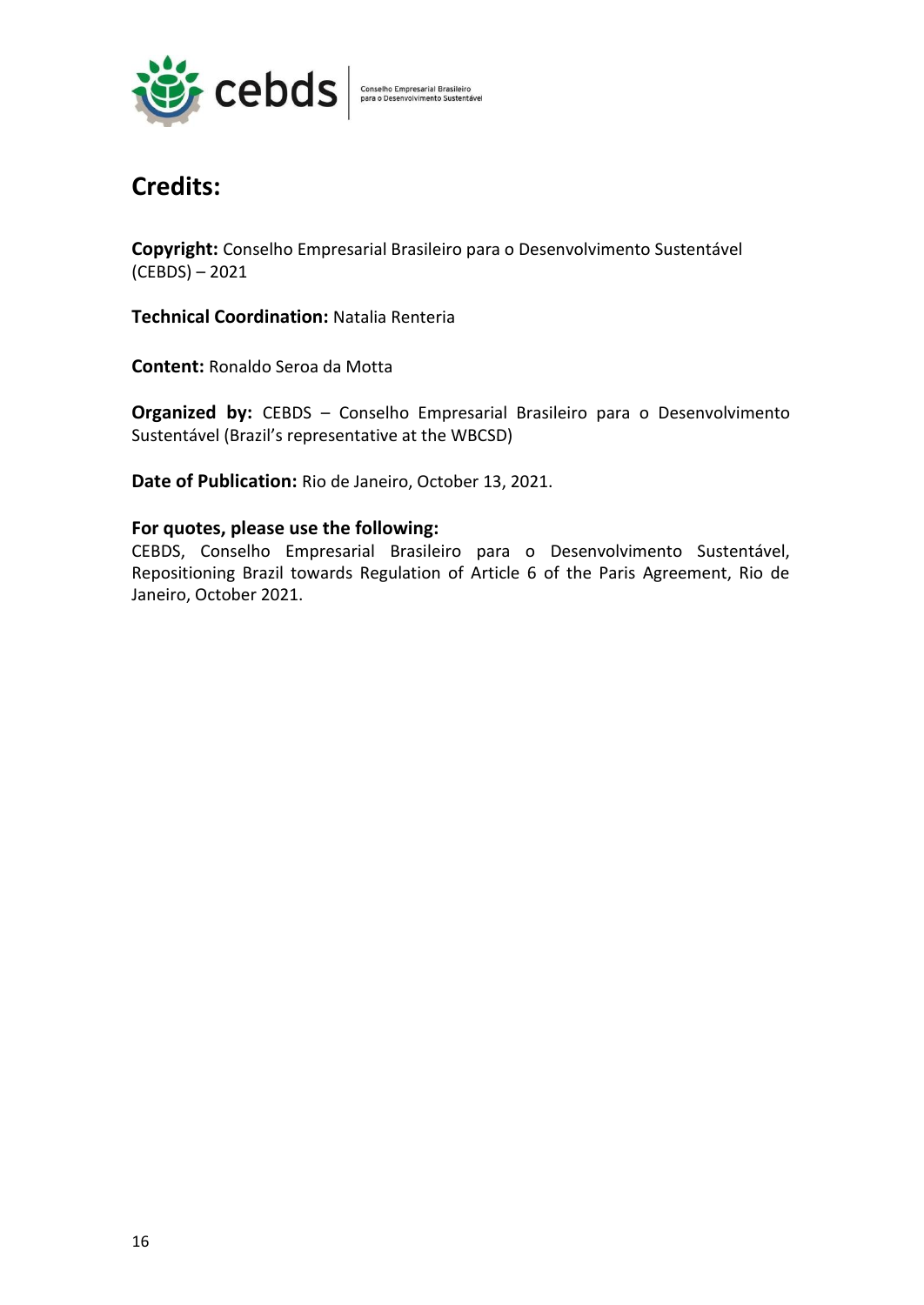## Credits:

**Copyright:** Conselho Empresarial Brasileiro para o Desenvolvimento Sustentável (CEBDS) – 2021

**Technical Coordination:** Natalia Renteria

**Content:** Ronaldo Seroa da Motta

**Organized by:** CEBDS – Conselho Empresarial Brasileiro para o Desenvolvimento Sustentável (Brazil's representative at the WBCSD)

**Date of Publication:** Rio de Janeiro, October 13, 2021.

**For quotes, please use the following:**
CEBDS, Conselho Empresarial Brasileiro para o Desenvolvimento Sustentável, Repositioning Brazil towards Regulation of Article 6 of the Paris Agreement, Rio de Janeiro, October 2021.